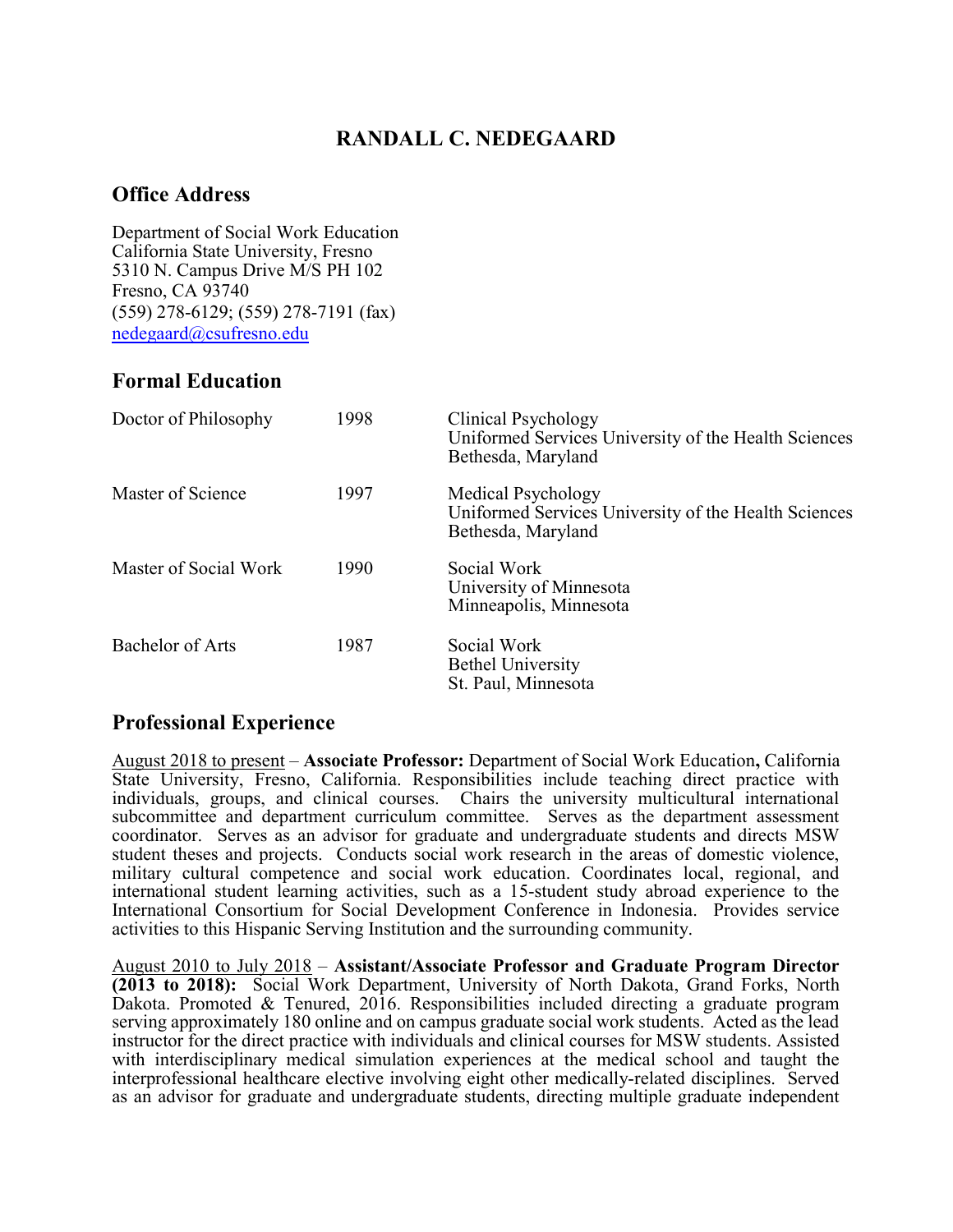# RANDALL C. NEDEGAARD

## Office Address

Department of Social Work Education
California State University, Fresno
5310 N. Campus Drive M/S PH 102
Fresno, CA 93740
(559) 278-6129; (559) 278-7191 (fax)
nedegaard@csufresno.edu

## Formal Education

| | | |
|---|---|---|
| Doctor of Philosophy | 1998 | Clinical Psychology<br>Uniformed Services University of the Health Sciences<br>Bethesda, Maryland |
| Master of Science | 1997 | Medical Psychology<br>Uniformed Services University of the Health Sciences<br>Bethesda, Maryland |
| Master of Social Work | 1990 | Social Work<br>University of Minnesota<br>Minneapolis, Minnesota |
| Bachelor of Arts | 1987 | Social Work<br>Bethel University<br>St. Paul, Minnesota |

## Professional Experience

August 2018 to present – **Associate Professor:** Department of Social Work Education**,** California State University, Fresno, California. Responsibilities include teaching direct practice with individuals, groups, and clinical courses. Chairs the university multicultural international subcommittee and department curriculum committee. Serves as the department assessment coordinator. Serves as an advisor for graduate and undergraduate students and directs MSW student theses and projects. Conducts social work research in the areas of domestic violence, military cultural competence and social work education. Coordinates local, regional, and international student learning activities, such as a 15-student study abroad experience to the International Consortium for Social Development Conference in Indonesia. Provides service activities to this Hispanic Serving Institution and the surrounding community.

August 2010 to July 2018 – **Assistant/Associate Professor and Graduate Program Director (2013 to 2018):** Social Work Department, University of North Dakota, Grand Forks, North Dakota. Promoted & Tenured, 2016. Responsibilities included directing a graduate program serving approximately 180 online and on campus graduate social work students. Acted as the lead instructor for the direct practice with individuals and clinical courses for MSW students. Assisted with interdisciplinary medical simulation experiences at the medical school and taught the interprofessional healthcare elective involving eight other medically-related disciplines. Served as an advisor for graduate and undergraduate students, directing multiple graduate independent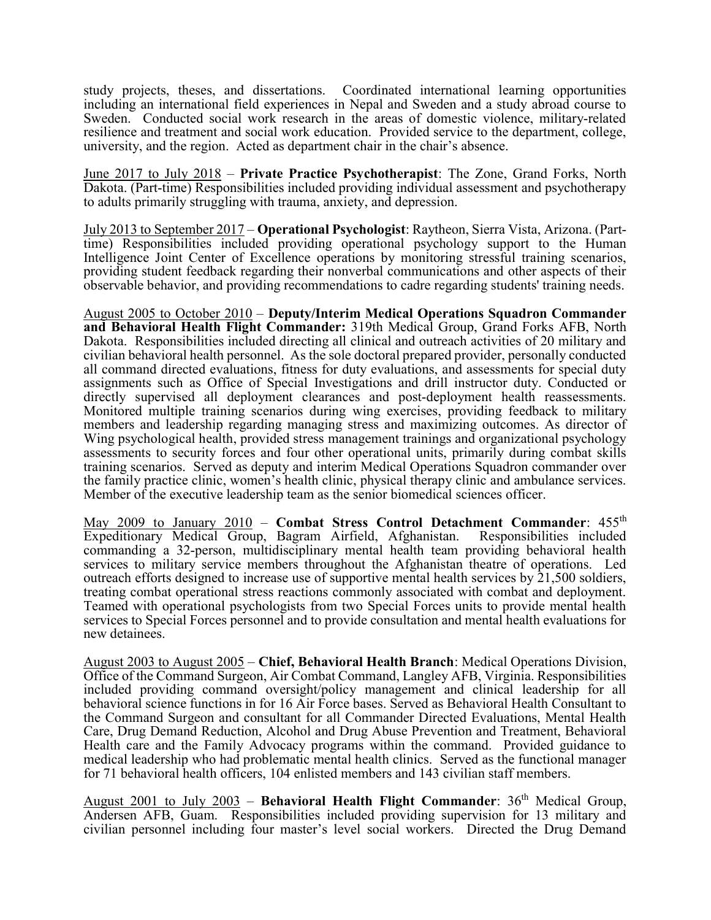study projects, theses, and dissertations. Coordinated international learning opportunities including an international field experiences in Nepal and Sweden and a study abroad course to Sweden. Conducted social work research in the areas of domestic violence, military-related resilience and treatment and social work education. Provided service to the department, college, university, and the region. Acted as department chair in the chair's absence.

June 2017 to July 2018 – **Private Practice Psychotherapist**: The Zone, Grand Forks, North Dakota. (Part-time) Responsibilities included providing individual assessment and psychotherapy to adults primarily struggling with trauma, anxiety, and depression.

July 2013 to September 2017 – **Operational Psychologist**: Raytheon, Sierra Vista, Arizona. (Part-time) Responsibilities included providing operational psychology support to the Human Intelligence Joint Center of Excellence operations by monitoring stressful training scenarios, providing student feedback regarding their nonverbal communications and other aspects of their observable behavior, and providing recommendations to cadre regarding students' training needs.

August 2005 to October 2010 – **Deputy/Interim Medical Operations Squadron Commander and Behavioral Health Flight Commander:** 319th Medical Group, Grand Forks AFB, North Dakota. Responsibilities included directing all clinical and outreach activities of 20 military and civilian behavioral health personnel. As the sole doctoral prepared provider, personally conducted all command directed evaluations, fitness for duty evaluations, and assessments for special duty assignments such as Office of Special Investigations and drill instructor duty. Conducted or directly supervised all deployment clearances and post-deployment health reassessments. Monitored multiple training scenarios during wing exercises, providing feedback to military members and leadership regarding managing stress and maximizing outcomes. As director of Wing psychological health, provided stress management trainings and organizational psychology assessments to security forces and four other operational units, primarily during combat skills training scenarios. Served as deputy and interim Medical Operations Squadron commander over the family practice clinic, women's health clinic, physical therapy clinic and ambulance services. Member of the executive leadership team as the senior biomedical sciences officer.

May 2009 to January 2010 – **Combat Stress Control Detachment Commander**: 455th Expeditionary Medical Group, Bagram Airfield, Afghanistan. Responsibilities included commanding a 32-person, multidisciplinary mental health team providing behavioral health services to military service members throughout the Afghanistan theatre of operations. Led outreach efforts designed to increase use of supportive mental health services by 21,500 soldiers, treating combat operational stress reactions commonly associated with combat and deployment. Teamed with operational psychologists from two Special Forces units to provide mental health services to Special Forces personnel and to provide consultation and mental health evaluations for new detainees.

August 2003 to August 2005 – **Chief, Behavioral Health Branch**: Medical Operations Division, Office of the Command Surgeon, Air Combat Command, Langley AFB, Virginia. Responsibilities included providing command oversight/policy management and clinical leadership for all behavioral science functions in for 16 Air Force bases. Served as Behavioral Health Consultant to the Command Surgeon and consultant for all Commander Directed Evaluations, Mental Health Care, Drug Demand Reduction, Alcohol and Drug Abuse Prevention and Treatment, Behavioral Health care and the Family Advocacy programs within the command. Provided guidance to medical leadership who had problematic mental health clinics. Served as the functional manager for 71 behavioral health officers, 104 enlisted members and 143 civilian staff members.

August 2001 to July 2003 – **Behavioral Health Flight Commander**: 36th Medical Group, Andersen AFB, Guam. Responsibilities included providing supervision for 13 military and civilian personnel including four master's level social workers. Directed the Drug Demand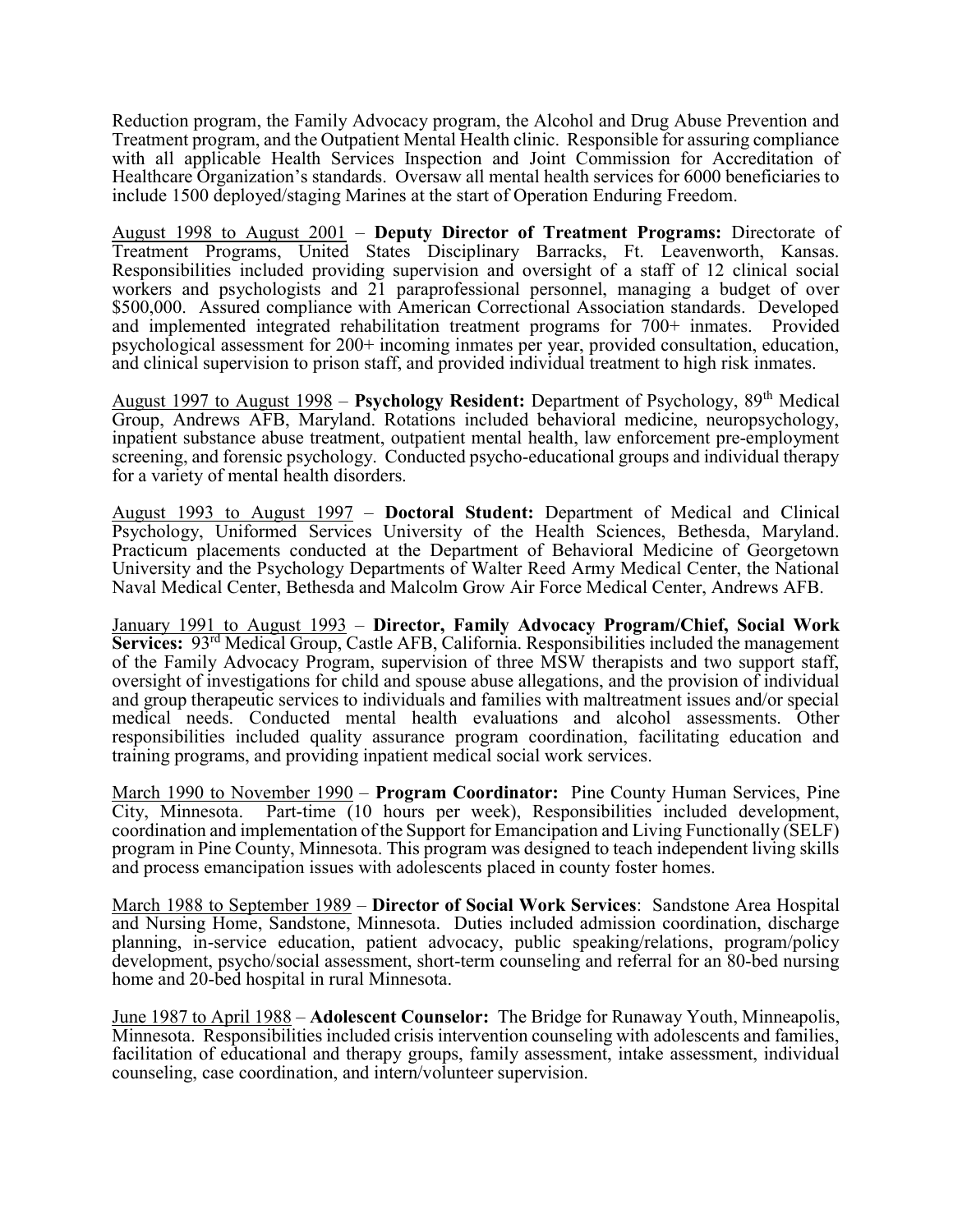Reduction program, the Family Advocacy program, the Alcohol and Drug Abuse Prevention and Treatment program, and the Outpatient Mental Health clinic. Responsible for assuring compliance with all applicable Health Services Inspection and Joint Commission for Accreditation of Healthcare Organization's standards. Oversaw all mental health services for 6000 beneficiaries to include 1500 deployed/staging Marines at the start of Operation Enduring Freedom.

August 1998 to August 2001 – **Deputy Director of Treatment Programs:** Directorate of Treatment Programs, United States Disciplinary Barracks, Ft. Leavenworth, Kansas. Responsibilities included providing supervision and oversight of a staff of 12 clinical social workers and psychologists and 21 paraprofessional personnel, managing a budget of over $500,000. Assured compliance with American Correctional Association standards. Developed and implemented integrated rehabilitation treatment programs for 700+ inmates. Provided psychological assessment for 200+ incoming inmates per year, provided consultation, education, and clinical supervision to prison staff, and provided individual treatment to high risk inmates.

August 1997 to August 1998 – **Psychology Resident:** Department of Psychology, 89th Medical Group, Andrews AFB, Maryland. Rotations included behavioral medicine, neuropsychology, inpatient substance abuse treatment, outpatient mental health, law enforcement pre-employment screening, and forensic psychology. Conducted psycho-educational groups and individual therapy for a variety of mental health disorders.

August 1993 to August 1997 – **Doctoral Student:** Department of Medical and Clinical Psychology, Uniformed Services University of the Health Sciences, Bethesda, Maryland. Practicum placements conducted at the Department of Behavioral Medicine of Georgetown University and the Psychology Departments of Walter Reed Army Medical Center, the National Naval Medical Center, Bethesda and Malcolm Grow Air Force Medical Center, Andrews AFB.

January 1991 to August 1993 – **Director, Family Advocacy Program/Chief, Social Work Services:** 93rd Medical Group, Castle AFB, California. Responsibilities included the management of the Family Advocacy Program, supervision of three MSW therapists and two support staff, oversight of investigations for child and spouse abuse allegations, and the provision of individual and group therapeutic services to individuals and families with maltreatment issues and/or special medical needs. Conducted mental health evaluations and alcohol assessments. Other responsibilities included quality assurance program coordination, facilitating education and training programs, and providing inpatient medical social work services.

March 1990 to November 1990 – **Program Coordinator:** Pine County Human Services, Pine City, Minnesota. Part-time (10 hours per week), Responsibilities included development, coordination and implementation of the Support for Emancipation and Living Functionally (SELF) program in Pine County, Minnesota. This program was designed to teach independent living skills and process emancipation issues with adolescents placed in county foster homes.

March 1988 to September 1989 – **Director of Social Work Services**: Sandstone Area Hospital and Nursing Home, Sandstone, Minnesota. Duties included admission coordination, discharge planning, in-service education, patient advocacy, public speaking/relations, program/policy development, psycho/social assessment, short-term counseling and referral for an 80-bed nursing home and 20-bed hospital in rural Minnesota.

June 1987 to April 1988 – **Adolescent Counselor:** The Bridge for Runaway Youth, Minneapolis, Minnesota. Responsibilities included crisis intervention counseling with adolescents and families, facilitation of educational and therapy groups, family assessment, intake assessment, individual counseling, case coordination, and intern/volunteer supervision.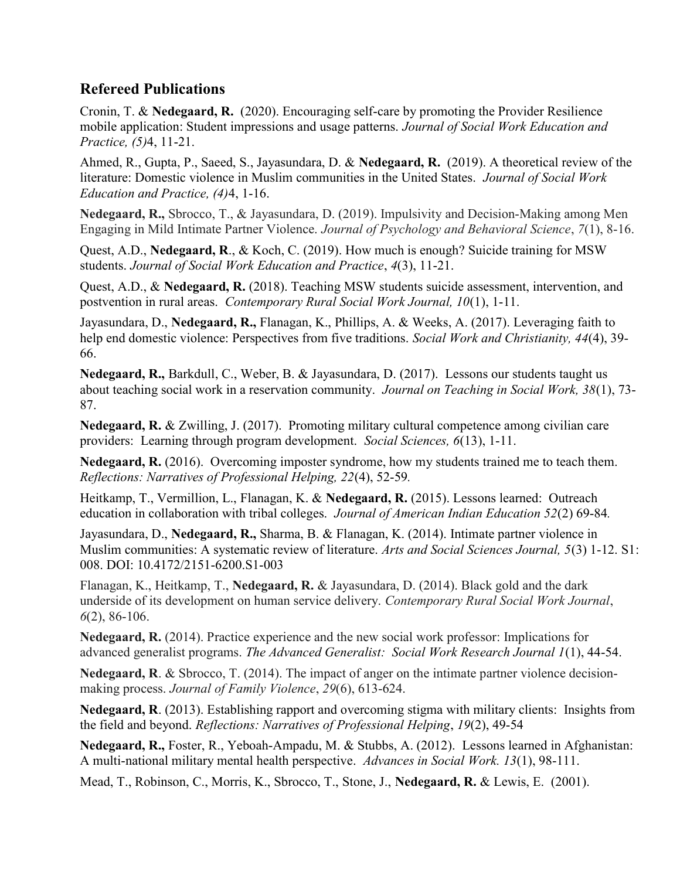## Refereed Publications

Cronin, T. & **Nedegaard, R.** (2020). Encouraging self-care by promoting the Provider Resilience mobile application: Student impressions and usage patterns. *Journal of Social Work Education and Practice, (5)*4, 11-21.

Ahmed, R., Gupta, P., Saeed, S., Jayasundara, D. & **Nedegaard, R.** (2019). A theoretical review of the literature: Domestic violence in Muslim communities in the United States. *Journal of Social Work Education and Practice, (4)*4, 1-16.

**Nedegaard, R.,** Sbrocco, T., & Jayasundara, D. (2019). Impulsivity and Decision-Making among Men Engaging in Mild Intimate Partner Violence. *Journal of Psychology and Behavioral Science*, *7*(1), 8-16.

Quest, A.D., **Nedegaard, R**., & Koch, C. (2019). How much is enough? Suicide training for MSW students. *Journal of Social Work Education and Practice*, *4*(3), 11-21.

Quest, A.D., & **Nedegaard, R.** (2018). Teaching MSW students suicide assessment, intervention, and postvention in rural areas. *Contemporary Rural Social Work Journal, 10*(1), 1-11.

Jayasundara, D., **Nedegaard, R.,** Flanagan, K., Phillips, A. & Weeks, A. (2017). Leveraging faith to help end domestic violence: Perspectives from five traditions. *Social Work and Christianity, 44*(4), 39-66.

**Nedegaard, R.,** Barkdull, C., Weber, B. & Jayasundara, D. (2017). Lessons our students taught us about teaching social work in a reservation community. *Journal on Teaching in Social Work, 38*(1), 73-87.

**Nedegaard, R.** & Zwilling, J. (2017). Promoting military cultural competence among civilian care providers: Learning through program development. *Social Sciences, 6*(13), 1-11.

**Nedegaard, R.** (2016). Overcoming imposter syndrome, how my students trained me to teach them. *Reflections: Narratives of Professional Helping, 22*(4), 52-59*.*

Heitkamp, T., Vermillion, L., Flanagan, K. & **Nedegaard, R.** (2015). Lessons learned: Outreach education in collaboration with tribal colleges. *Journal of American Indian Education 52*(2) 69-84*.*

Jayasundara, D., **Nedegaard, R.,** Sharma, B. & Flanagan, K. (2014). Intimate partner violence in Muslim communities: A systematic review of literature. *Arts and Social Sciences Journal, 5*(3) 1-12. S1: 008. DOI: 10.4172/2151-6200.S1-003

Flanagan, K., Heitkamp, T., **Nedegaard, R.** & Jayasundara, D. (2014). Black gold and the dark underside of its development on human service delivery. *Contemporary Rural Social Work Journal*, *6*(2), 86-106.

**Nedegaard, R.** (2014). Practice experience and the new social work professor: Implications for advanced generalist programs. *The Advanced Generalist: Social Work Research Journal 1*(1), 44-54.

**Nedegaard, R**. & Sbrocco, T. (2014). The impact of anger on the intimate partner violence decision-making process. *Journal of Family Violence*, *29*(6), 613-624.

**Nedegaard, R**. (2013). Establishing rapport and overcoming stigma with military clients: Insights from the field and beyond. *Reflections: Narratives of Professional Helping*, *19*(2), 49-54

**Nedegaard, R.,** Foster, R., Yeboah-Ampadu, M. & Stubbs, A. (2012). Lessons learned in Afghanistan: A multi-national military mental health perspective. *Advances in Social Work. 13*(1), 98-111.

Mead, T., Robinson, C., Morris, K., Sbrocco, T., Stone, J., **Nedegaard, R.** & Lewis, E. (2001).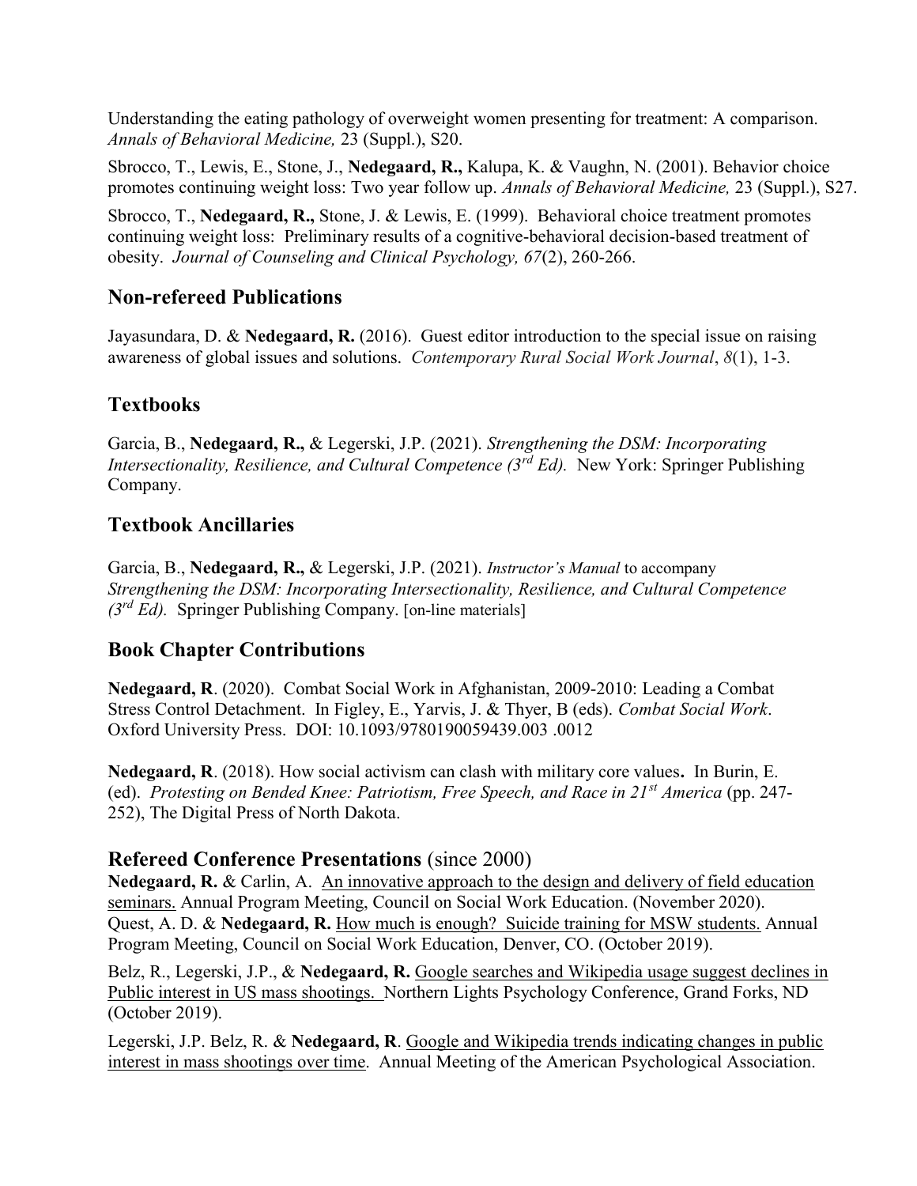Understanding the eating pathology of overweight women presenting for treatment: A comparison. *Annals of Behavioral Medicine,* 23 (Suppl.), S20.

Sbrocco, T., Lewis, E., Stone, J., **Nedegaard, R.,** Kalupa, K. & Vaughn, N. (2001). Behavior choice promotes continuing weight loss: Two year follow up. *Annals of Behavioral Medicine,* 23 (Suppl.), S27.

Sbrocco, T., **Nedegaard, R.,** Stone, J. & Lewis, E. (1999). Behavioral choice treatment promotes continuing weight loss: Preliminary results of a cognitive-behavioral decision-based treatment of obesity. *Journal of Counseling and Clinical Psychology, 67*(2), 260-266.

## Non-refereed Publications

Jayasundara, D. & **Nedegaard, R.** (2016). Guest editor introduction to the special issue on raising awareness of global issues and solutions. *Contemporary Rural Social Work Journal*, *8*(1), 1-3.

## Textbooks

Garcia, B., **Nedegaard, R.,** & Legerski, J.P. (2021). *Strengthening the DSM: Incorporating Intersectionality, Resilience, and Cultural Competence (3rd Ed).* New York: Springer Publishing Company.

## Textbook Ancillaries

Garcia, B., **Nedegaard, R.,** & Legerski, J.P. (2021). *Instructor's Manual* to accompany *Strengthening the DSM: Incorporating Intersectionality, Resilience, and Cultural Competence (3rd Ed).* Springer Publishing Company. [on-line materials]

## Book Chapter Contributions

**Nedegaard, R**. (2020). Combat Social Work in Afghanistan, 2009-2010: Leading a Combat Stress Control Detachment. In Figley, E., Yarvis, J. & Thyer, B (eds). *Combat Social Work*. Oxford University Press. DOI: 10.1093/9780190059439.003 .0012

**Nedegaard, R**. (2018). How social activism can clash with military core values**.** In Burin, E. (ed). *Protesting on Bended Knee: Patriotism, Free Speech, and Race in 21st America* (pp. 247-252), The Digital Press of North Dakota.

## Refereed Conference Presentations (since 2000)

**Nedegaard, R.** & Carlin, A. An innovative approach to the design and delivery of field education seminars. Annual Program Meeting, Council on Social Work Education. (November 2020).
Quest, A. D. & **Nedegaard, R.** How much is enough? Suicide training for MSW students. Annual Program Meeting, Council on Social Work Education, Denver, CO. (October 2019).

Belz, R., Legerski, J.P., & **Nedegaard, R.** Google searches and Wikipedia usage suggest declines in Public interest in US mass shootings. Northern Lights Psychology Conference, Grand Forks, ND (October 2019).

Legerski, J.P. Belz, R. & **Nedegaard, R**. Google and Wikipedia trends indicating changes in public interest in mass shootings over time. Annual Meeting of the American Psychological Association.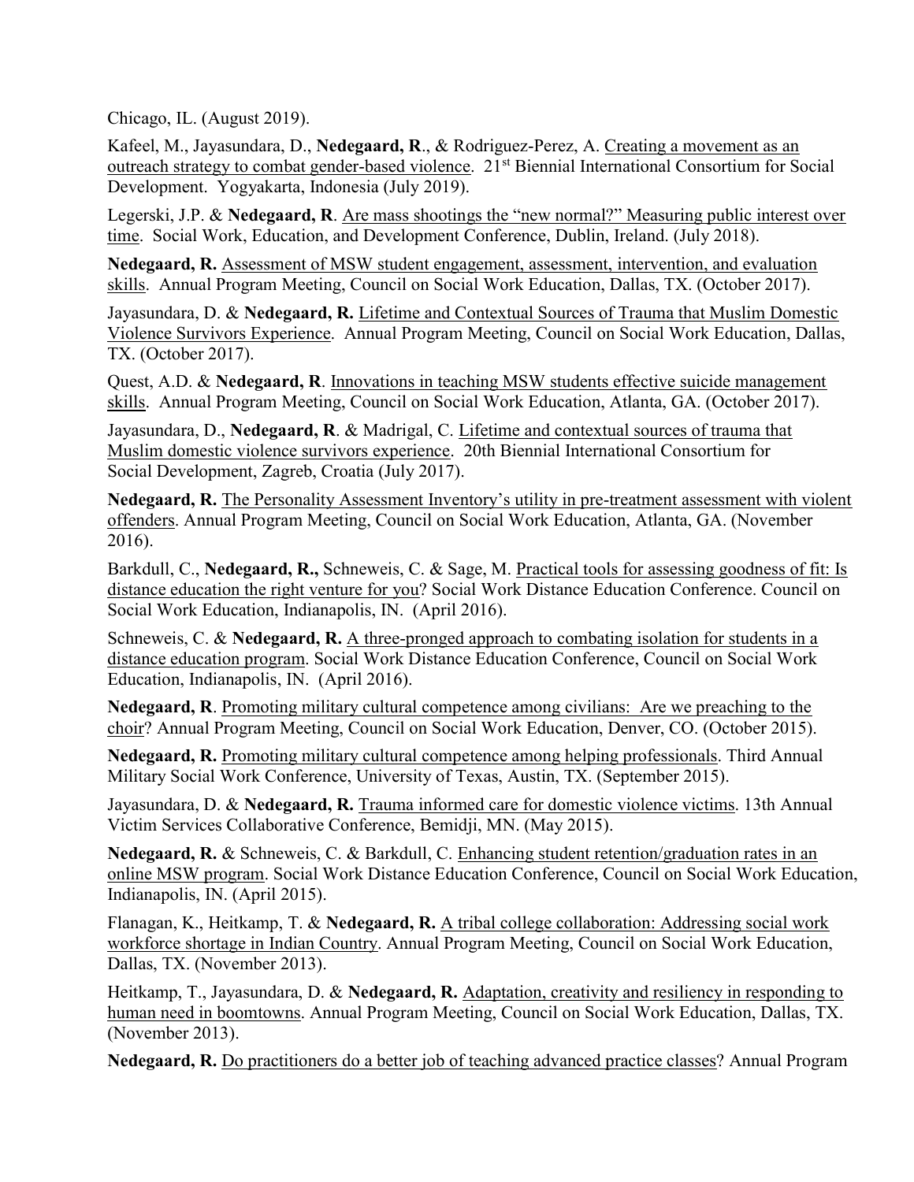Chicago, IL. (August 2019).

Kafeel, M., Jayasundara, D., **Nedegaard, R**., & Rodriguez-Perez, A. Creating a movement as an outreach strategy to combat gender-based violence. 21st Biennial International Consortium for Social Development. Yogyakarta, Indonesia (July 2019).

Legerski, J.P. & **Nedegaard, R**. Are mass shootings the "new normal?" Measuring public interest over time. Social Work, Education, and Development Conference, Dublin, Ireland. (July 2018).

**Nedegaard, R.** Assessment of MSW student engagement, assessment, intervention, and evaluation skills. Annual Program Meeting, Council on Social Work Education, Dallas, TX. (October 2017).

Jayasundara, D. & **Nedegaard, R.** Lifetime and Contextual Sources of Trauma that Muslim Domestic Violence Survivors Experience. Annual Program Meeting, Council on Social Work Education, Dallas, TX. (October 2017).

Quest, A.D. & **Nedegaard, R**. Innovations in teaching MSW students effective suicide management skills. Annual Program Meeting, Council on Social Work Education, Atlanta, GA. (October 2017).

Jayasundara, D., **Nedegaard, R**. & Madrigal, C. Lifetime and contextual sources of trauma that Muslim domestic violence survivors experience. 20th Biennial International Consortium for Social Development, Zagreb, Croatia (July 2017).

**Nedegaard, R.** The Personality Assessment Inventory's utility in pre-treatment assessment with violent offenders. Annual Program Meeting, Council on Social Work Education, Atlanta, GA. (November 2016).

Barkdull, C., **Nedegaard, R.,** Schneweis, C. & Sage, M. Practical tools for assessing goodness of fit: Is distance education the right venture for you? Social Work Distance Education Conference. Council on Social Work Education, Indianapolis, IN. (April 2016).

Schneweis, C. & **Nedegaard, R.** A three-pronged approach to combating isolation for students in a distance education program. Social Work Distance Education Conference, Council on Social Work Education, Indianapolis, IN. (April 2016).

**Nedegaard, R**. Promoting military cultural competence among civilians: Are we preaching to the choir? Annual Program Meeting, Council on Social Work Education, Denver, CO. (October 2015).

**Nedegaard, R.** Promoting military cultural competence among helping professionals. Third Annual Military Social Work Conference, University of Texas, Austin, TX. (September 2015).

Jayasundara, D. & **Nedegaard, R.** Trauma informed care for domestic violence victims. 13th Annual Victim Services Collaborative Conference, Bemidji, MN. (May 2015).

**Nedegaard, R.** & Schneweis, C. & Barkdull, C. Enhancing student retention/graduation rates in an online MSW program. Social Work Distance Education Conference, Council on Social Work Education, Indianapolis, IN. (April 2015).

Flanagan, K., Heitkamp, T. & **Nedegaard, R.** A tribal college collaboration: Addressing social work workforce shortage in Indian Country. Annual Program Meeting, Council on Social Work Education, Dallas, TX. (November 2013).

Heitkamp, T., Jayasundara, D. & **Nedegaard, R.** Adaptation, creativity and resiliency in responding to human need in boomtowns. Annual Program Meeting, Council on Social Work Education, Dallas, TX. (November 2013).

**Nedegaard, R.** Do practitioners do a better job of teaching advanced practice classes? Annual Program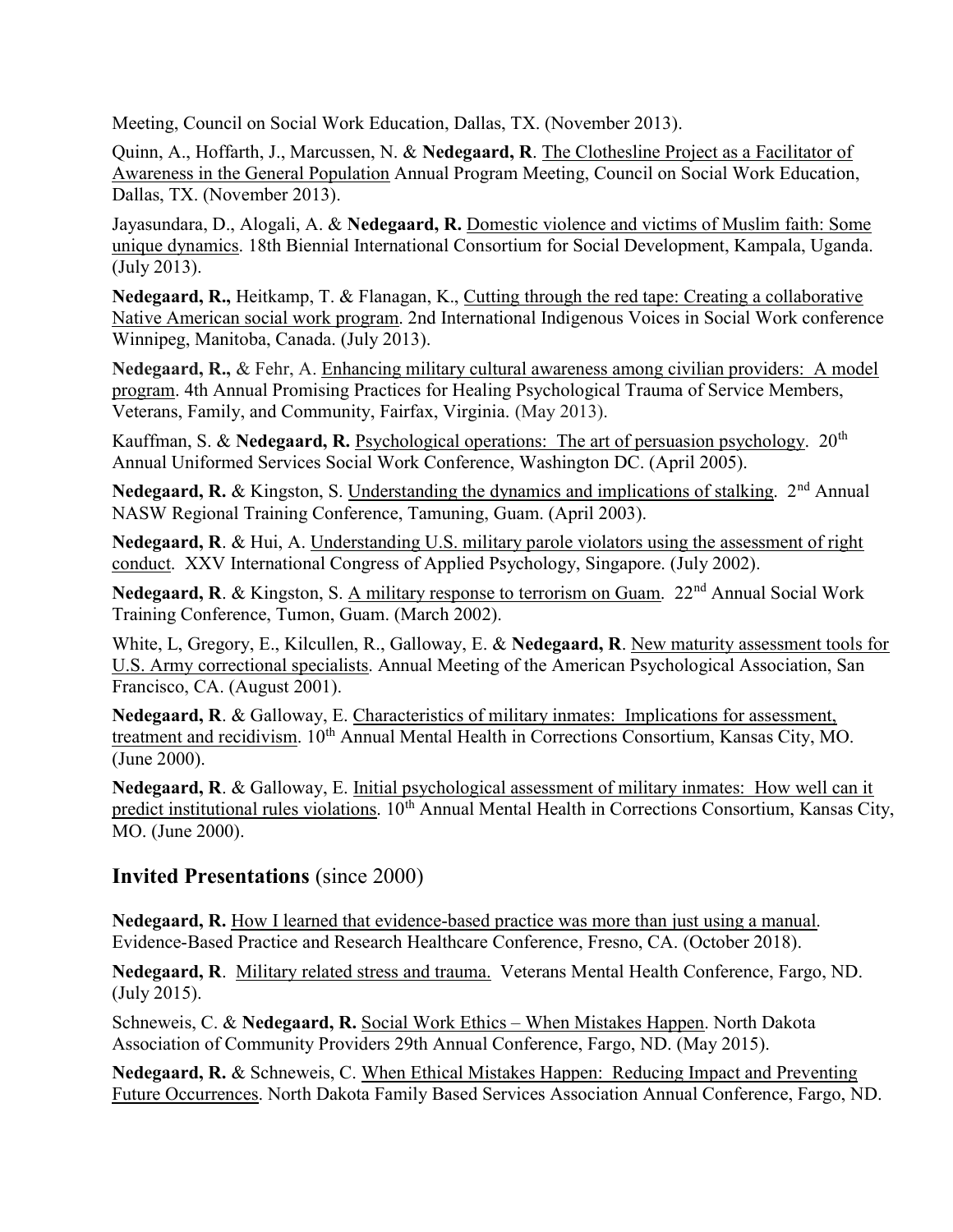Meeting, Council on Social Work Education, Dallas, TX. (November 2013).

Quinn, A., Hoffarth, J., Marcussen, N. & **Nedegaard, R**. <u>The Clothesline Project as a Facilitator of Awareness in the General Population</u> Annual Program Meeting, Council on Social Work Education, Dallas, TX. (November 2013).

Jayasundara, D., Alogali, A. & **Nedegaard, R.** <u>Domestic violence and victims of Muslim faith: Some unique dynamics</u>. 18th Biennial International Consortium for Social Development, Kampala, Uganda. (July 2013).

**Nedegaard, R.,** Heitkamp, T. & Flanagan, K., <u>Cutting through the red tape: Creating a collaborative Native American social work program</u>. 2nd International Indigenous Voices in Social Work conference Winnipeg, Manitoba, Canada. (July 2013).

**Nedegaard, R.,** & Fehr, A. <u>Enhancing military cultural awareness among civilian providers: A model program</u>. 4th Annual Promising Practices for Healing Psychological Trauma of Service Members, Veterans, Family, and Community, Fairfax, Virginia. (May 2013).

Kauffman, S. & **Nedegaard, R.** <u>Psychological operations: The art of persuasion psychology</u>. 20th Annual Uniformed Services Social Work Conference, Washington DC. (April 2005).

**Nedegaard, R.** & Kingston, S. <u>Understanding the dynamics and implications of stalking</u>. 2nd Annual NASW Regional Training Conference, Tamuning, Guam. (April 2003).

**Nedegaard, R**. & Hui, A. <u>Understanding U.S. military parole violators using the assessment of right conduct</u>. XXV International Congress of Applied Psychology, Singapore. (July 2002).

**Nedegaard, R**. & Kingston, S. <u>A military response to terrorism on Guam</u>. 22nd Annual Social Work Training Conference, Tumon, Guam. (March 2002).

White, L, Gregory, E., Kilcullen, R., Galloway, E. & **Nedegaard, R**. <u>New maturity assessment tools for U.S. Army correctional specialists</u>. Annual Meeting of the American Psychological Association, San Francisco, CA. (August 2001).

**Nedegaard, R**. & Galloway, E. <u>Characteristics of military inmates: Implications for assessment, treatment and recidivism</u>. 10th Annual Mental Health in Corrections Consortium, Kansas City, MO. (June 2000).

**Nedegaard, R**. & Galloway, E. <u>Initial psychological assessment of military inmates: How well can it predict institutional rules violations</u>. 10th Annual Mental Health in Corrections Consortium, Kansas City, MO. (June 2000).

## **Invited Presentations** (since 2000)

**Nedegaard, R.** <u>How I learned that evidence-based practice was more than just using a manual</u>. Evidence-Based Practice and Research Healthcare Conference, Fresno, CA. (October 2018).

**Nedegaard, R**. <u>Military related stress and trauma.</u> Veterans Mental Health Conference, Fargo, ND. (July 2015).

Schneweis, C. & **Nedegaard, R.** <u>Social Work Ethics – When Mistakes Happen</u>. North Dakota Association of Community Providers 29th Annual Conference, Fargo, ND. (May 2015).

**Nedegaard, R.** & Schneweis, C. <u>When Ethical Mistakes Happen: Reducing Impact and Preventing Future Occurrences</u>. North Dakota Family Based Services Association Annual Conference, Fargo, ND.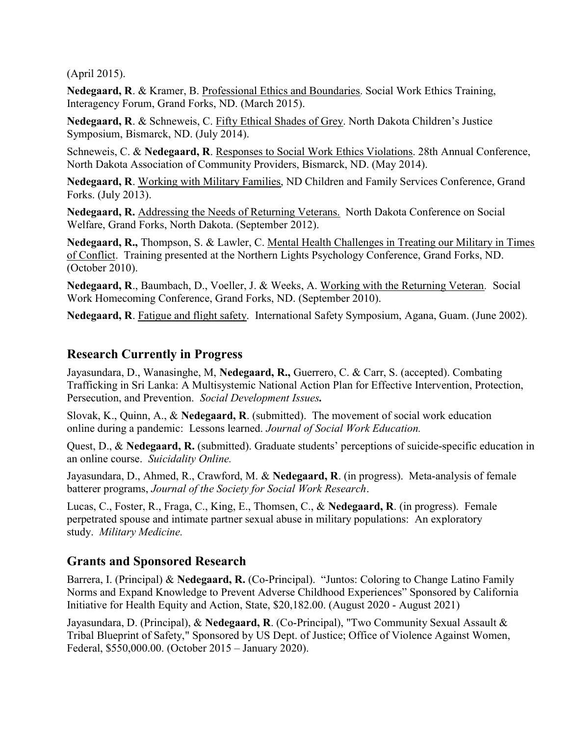(April 2015).

**Nedegaard, R**. & Kramer, B. Professional Ethics and Boundaries. Social Work Ethics Training, Interagency Forum, Grand Forks, ND. (March 2015).

**Nedegaard, R**. & Schneweis, C. Fifty Ethical Shades of Grey. North Dakota Children's Justice Symposium, Bismarck, ND. (July 2014).

Schneweis, C. & **Nedegaard, R**. Responses to Social Work Ethics Violations. 28th Annual Conference, North Dakota Association of Community Providers, Bismarck, ND. (May 2014).

**Nedegaard, R**. Working with Military Families, ND Children and Family Services Conference, Grand Forks. (July 2013).

**Nedegaard, R.** Addressing the Needs of Returning Veterans. North Dakota Conference on Social Welfare, Grand Forks, North Dakota. (September 2012).

**Nedegaard, R.,** Thompson, S. & Lawler, C. Mental Health Challenges in Treating our Military in Times of Conflict. Training presented at the Northern Lights Psychology Conference, Grand Forks, ND. (October 2010).

**Nedegaard, R**., Baumbach, D., Voeller, J. & Weeks, A. Working with the Returning Veteran. Social Work Homecoming Conference, Grand Forks, ND. (September 2010).

**Nedegaard, R**. Fatigue and flight safety. International Safety Symposium, Agana, Guam. (June 2002).

## Research Currently in Progress

Jayasundara, D., Wanasinghe, M, **Nedegaard, R.,** Guerrero, C. & Carr, S. (accepted). Combating Trafficking in Sri Lanka: A Multisystemic National Action Plan for Effective Intervention, Protection, Persecution, and Prevention. *Social Development Issues***.**

Slovak, K., Quinn, A., & **Nedegaard, R**. (submitted). The movement of social work education online during a pandemic: Lessons learned. *Journal of Social Work Education.*

Quest, D., & **Nedegaard, R.** (submitted). Graduate students' perceptions of suicide-specific education in an online course. *Suicidality Online.*

Jayasundara, D., Ahmed, R., Crawford, M. & **Nedegaard, R**. (in progress). Meta-analysis of female batterer programs, *Journal of the Society for Social Work Research*.

Lucas, C., Foster, R., Fraga, C., King, E., Thomsen, C., & **Nedegaard, R**. (in progress). Female perpetrated spouse and intimate partner sexual abuse in military populations: An exploratory study. *Military Medicine.*

## Grants and Sponsored Research

Barrera, I. (Principal) & **Nedegaard, R.** (Co-Principal). "Juntos: Coloring to Change Latino Family Norms and Expand Knowledge to Prevent Adverse Childhood Experiences" Sponsored by California Initiative for Health Equity and Action, State, $20,182.00. (August 2020 - August 2021)

Jayasundara, D. (Principal), & **Nedegaard, R**. (Co-Principal), "Two Community Sexual Assault & Tribal Blueprint of Safety," Sponsored by US Dept. of Justice; Office of Violence Against Women, Federal, $550,000.00. (October 2015 – January 2020).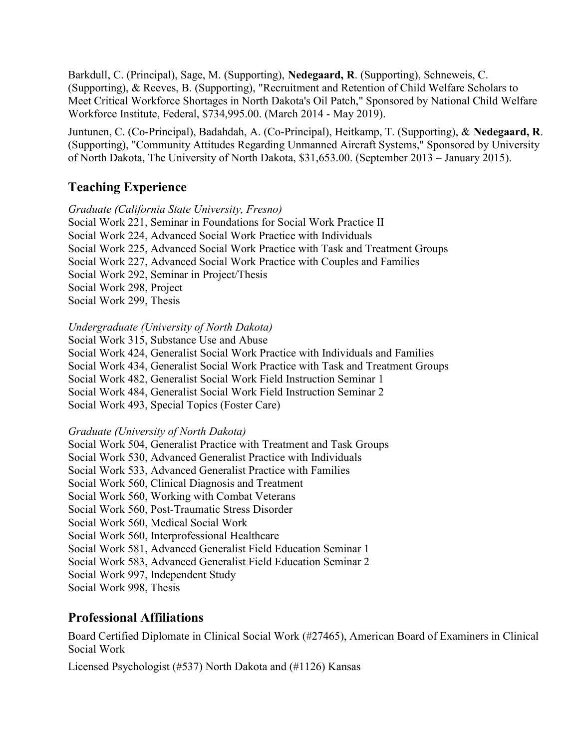Barkdull, C. (Principal), Sage, M. (Supporting), **Nedegaard, R**. (Supporting), Schneweis, C. (Supporting), & Reeves, B. (Supporting), "Recruitment and Retention of Child Welfare Scholars to Meet Critical Workforce Shortages in North Dakota's Oil Patch," Sponsored by National Child Welfare Workforce Institute, Federal, $734,995.00. (March 2014 - May 2019).

Juntunen, C. (Co-Principal), Badahdah, A. (Co-Principal), Heitkamp, T. (Supporting), & **Nedegaard, R**. (Supporting), "Community Attitudes Regarding Unmanned Aircraft Systems," Sponsored by University of North Dakota, The University of North Dakota, $31,653.00. (September 2013 – January 2015).

## Teaching Experience

*Graduate (California State University, Fresno)*
Social Work 221, Seminar in Foundations for Social Work Practice II
Social Work 224, Advanced Social Work Practice with Individuals
Social Work 225, Advanced Social Work Practice with Task and Treatment Groups
Social Work 227, Advanced Social Work Practice with Couples and Families
Social Work 292, Seminar in Project/Thesis
Social Work 298, Project
Social Work 299, Thesis

*Undergraduate (University of North Dakota)*
Social Work 315, Substance Use and Abuse
Social Work 424, Generalist Social Work Practice with Individuals and Families
Social Work 434, Generalist Social Work Practice with Task and Treatment Groups
Social Work 482, Generalist Social Work Field Instruction Seminar 1
Social Work 484, Generalist Social Work Field Instruction Seminar 2
Social Work 493, Special Topics (Foster Care)

*Graduate (University of North Dakota)*
Social Work 504, Generalist Practice with Treatment and Task Groups
Social Work 530, Advanced Generalist Practice with Individuals
Social Work 533, Advanced Generalist Practice with Families
Social Work 560, Clinical Diagnosis and Treatment
Social Work 560, Working with Combat Veterans
Social Work 560, Post-Traumatic Stress Disorder
Social Work 560, Medical Social Work
Social Work 560, Interprofessional Healthcare
Social Work 581, Advanced Generalist Field Education Seminar 1
Social Work 583, Advanced Generalist Field Education Seminar 2
Social Work 997, Independent Study
Social Work 998, Thesis

## Professional Affiliations

Board Certified Diplomate in Clinical Social Work (#27465), American Board of Examiners in Clinical Social Work

Licensed Psychologist (#537) North Dakota and (#1126) Kansas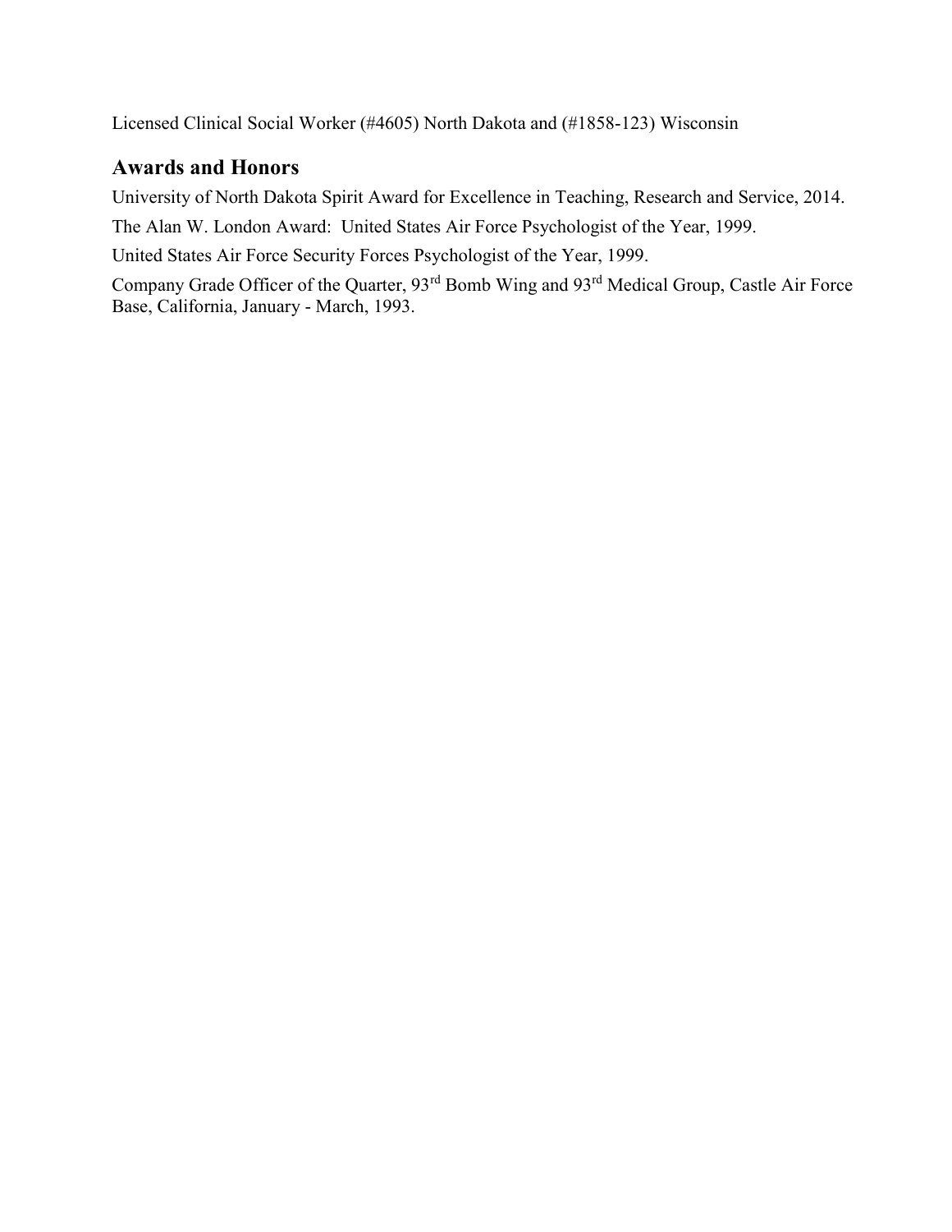Licensed Clinical Social Worker (#4605) North Dakota and (#1858-123) Wisconsin

## Awards and Honors

University of North Dakota Spirit Award for Excellence in Teaching, Research and Service, 2014.

The Alan W. London Award: United States Air Force Psychologist of the Year, 1999.

United States Air Force Security Forces Psychologist of the Year, 1999.

Company Grade Officer of the Quarter, 93rd Bomb Wing and 93rd Medical Group, Castle Air Force Base, California, January - March, 1993.